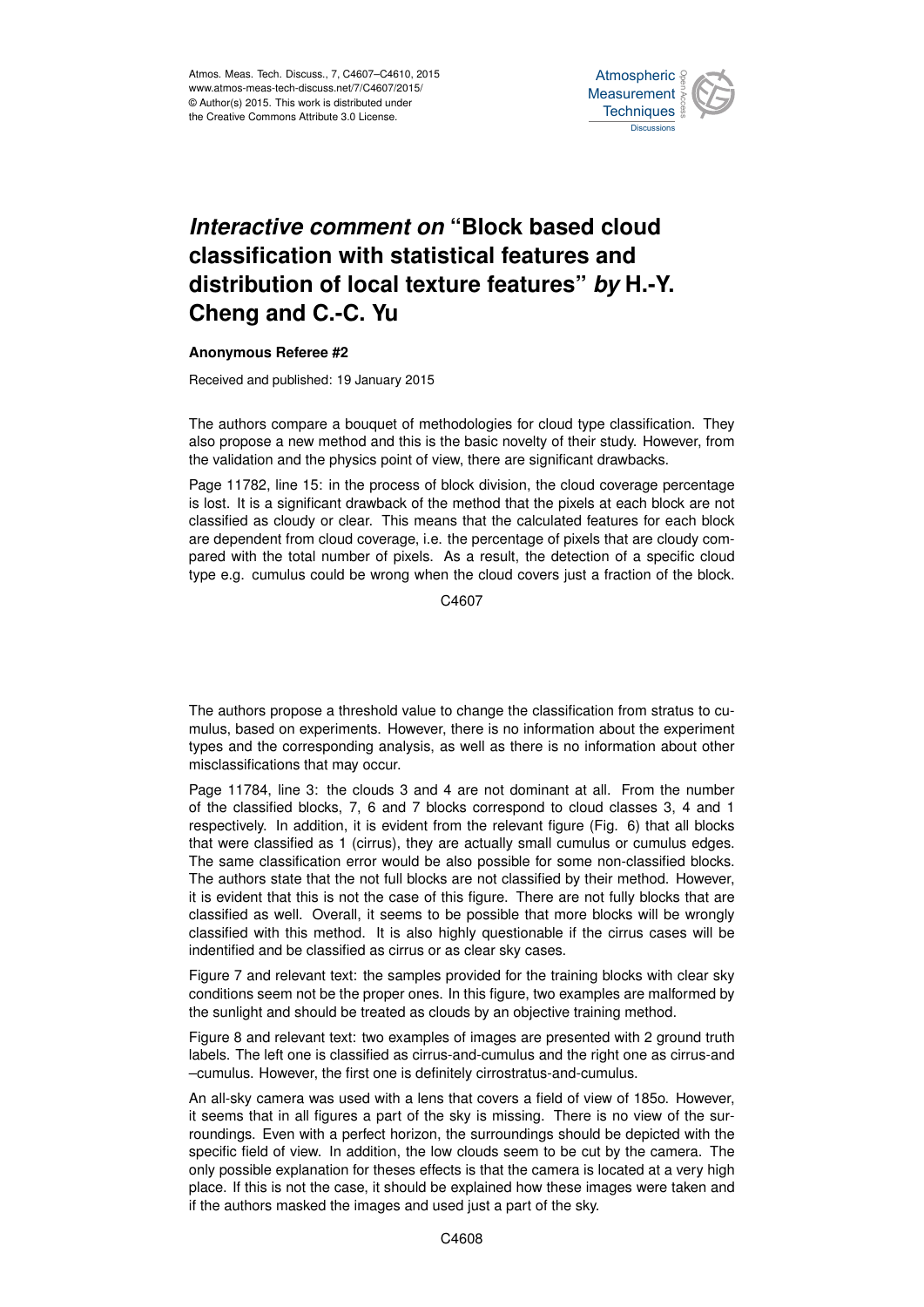# *Interactive comment on* "Block based cloud classification with statistical features and distribution of local texture features" *by* H.-Y. Cheng and C.-C. Yu

**Anonymous Referee #2**

Received and published: 19 January 2015

The authors compare a bouquet of methodologies for cloud type classification. They also propose a new method and this is the basic novelty of their study. However, from the validation and the physics point of view, there are significant drawbacks.

Page 11782, line 15: in the process of block division, the cloud coverage percentage is lost. It is a significant drawback of the method that the pixels at each block are not classified as cloudy or clear. This means that the calculated features for each block are dependent from cloud coverage, i.e. the percentage of pixels that are cloudy compared with the total number of pixels. As a result, the detection of a specific cloud type e.g. cumulus could be wrong when the cloud covers just a fraction of the block.

The authors propose a threshold value to change the classification from stratus to cumulus, based on experiments. However, there is no information about the experiment types and the corresponding analysis, as well as there is no information about other misclassifications that may occur.

Page 11784, line 3: the clouds 3 and 4 are not dominant at all. From the number of the classified blocks, 7, 6 and 7 blocks correspond to cloud classes 3, 4 and 1 respectively. In addition, it is evident from the relevant figure (Fig. 6) that all blocks that were classified as 1 (cirrus), they are actually small cumulus or cumulus edges. The same classification error would be also possible for some non-classified blocks. The authors state that the not full blocks are not classified by their method. However, it is evident that this is not the case of this figure. There are not fully blocks that are classified as well. Overall, it seems to be possible that more blocks will be wrongly classified with this method. It is also highly questionable if the cirrus cases will be indentified and be classified as cirrus or as clear sky cases.

Figure 7 and relevant text: the samples provided for the training blocks with clear sky conditions seem not be the proper ones. In this figure, two examples are malformed by the sunlight and should be treated as clouds by an objective training method.

Figure 8 and relevant text: two examples of images are presented with 2 ground truth labels. The left one is classified as cirrus-and-cumulus and the right one as cirrus-and –cumulus. However, the first one is definitely cirrostratus-and-cumulus.

An all-sky camera was used with a lens that covers a field of view of 185o. However, it seems that in all figures a part of the sky is missing. There is no view of the surroundings. Even with a perfect horizon, the surroundings should be depicted with the specific field of view. In addition, the low clouds seem to be cut by the camera. The only possible explanation for theses effects is that the camera is located at a very high place. If this is not the case, it should be explained how these images were taken and if the authors masked the images and used just a part of the sky.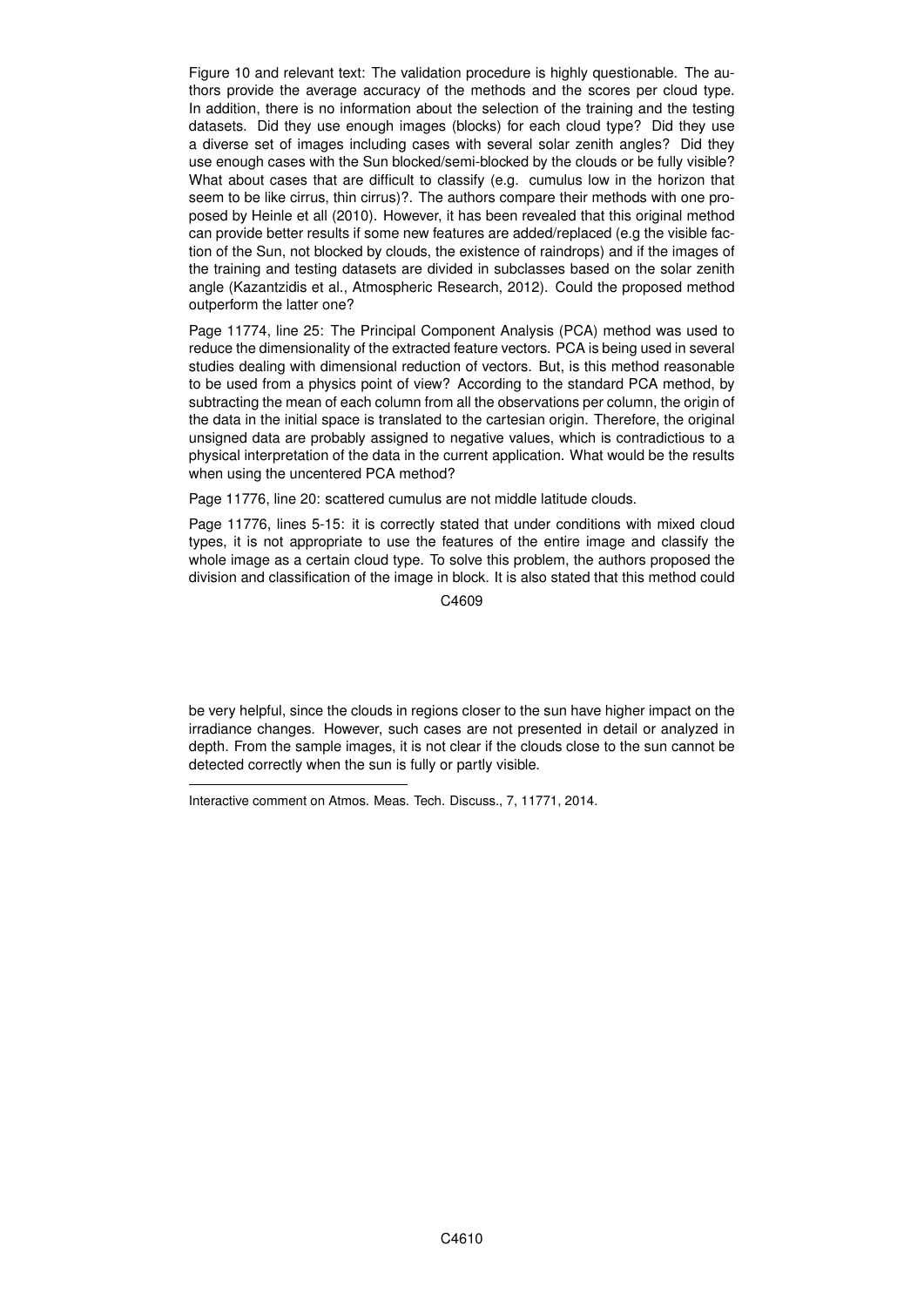Figure 10 and relevant text: The validation procedure is highly questionable. The authors provide the average accuracy of the methods and the scores per cloud type. In addition, there is no information about the selection of the training and the testing datasets. Did they use enough images (blocks) for each cloud type? Did they use a diverse set of images including cases with several solar zenith angles? Did they use enough cases with the Sun blocked/semi-blocked by the clouds or be fully visible? What about cases that are difficult to classify (e.g. cumulus low in the horizon that seem to be like cirrus, thin cirrus)?. The authors compare their methods with one proposed by Heinle et all (2010). However, it has been revealed that this original method can provide better results if some new features are added/replaced (e.g the visible faction of the Sun, not blocked by clouds, the existence of raindrops) and if the images of the training and testing datasets are divided in subclasses based on the solar zenith angle (Kazantzidis et al., Atmospheric Research, 2012). Could the proposed method outperform the latter one?

Page 11774, line 25: The Principal Component Analysis (PCA) method was used to reduce the dimensionality of the extracted feature vectors. PCA is being used in several studies dealing with dimensional reduction of vectors. But, is this method reasonable to be used from a physics point of view? According to the standard PCA method, by subtracting the mean of each column from all the observations per column, the origin of the data in the initial space is translated to the cartesian origin. Therefore, the original unsigned data are probably assigned to negative values, which is contradictious to a physical interpretation of the data in the current application. What would be the results when using the uncentered PCA method?

Page 11776, line 20: scattered cumulus are not middle latitude clouds.

Page 11776, lines 5-15: it is correctly stated that under conditions with mixed cloud types, it is not appropriate to use the features of the entire image and classify the whole image as a certain cloud type. To solve this problem, the authors proposed the division and classification of the image in block. It is also stated that this method could be very helpful, since the clouds in regions closer to the sun have higher impact on the irradiance changes. However, such cases are not presented in detail or analyzed in depth. From the sample images, it is not clear if the clouds close to the sun cannot be detected correctly when the sun is fully or partly visible.

---

Interactive comment on Atmos. Meas. Tech. Discuss., 7, 11771, 2014.